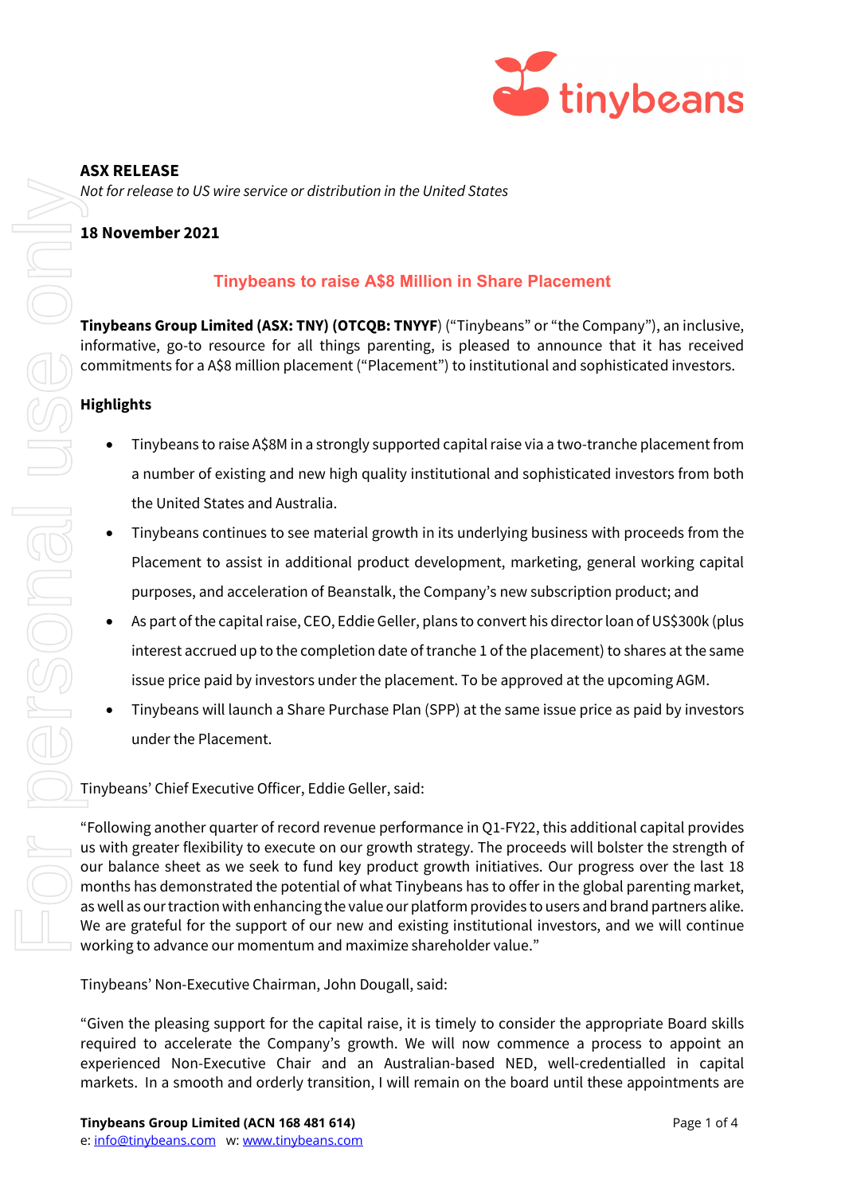**ASX RELEASE**

*Not for release to US wire service or distribution in the United States*

**18 November 2021**

## Tinybeans to raise A$8 Million in Share Placement

**Tinybeans Group Limited (ASX: TNY) (OTCQB: TNYYF**) ("Tinybeans" or "the Company"), an inclusive, informative, go-to resource for all things parenting, is pleased to announce that it has received commitments for a A$8 million placement ("Placement") to institutional and sophisticated investors.

**Highlights**

- Tinybeans to raise A$8M in a strongly supported capital raise via a two-tranche placement from a number of existing and new high quality institutional and sophisticated investors from both the United States and Australia.
- Tinybeans continues to see material growth in its underlying business with proceeds from the Placement to assist in additional product development, marketing, general working capital purposes, and acceleration of Beanstalk, the Company's new subscription product; and
- As part of the capital raise, CEO, Eddie Geller, plans to convert his director loan of US$300k (plus interest accrued up to the completion date of tranche 1 of the placement) to shares at the same issue price paid by investors under the placement. To be approved at the upcoming AGM.
- Tinybeans will launch a Share Purchase Plan (SPP) at the same issue price as paid by investors under the Placement.

Tinybeans' Chief Executive Officer, Eddie Geller, said:

"Following another quarter of record revenue performance in Q1-FY22, this additional capital provides us with greater flexibility to execute on our growth strategy. The proceeds will bolster the strength of our balance sheet as we seek to fund key product growth initiatives. Our progress over the last 18 months has demonstrated the potential of what Tinybeans has to offer in the global parenting market, as well as our traction with enhancing the value our platform provides to users and brand partners alike. We are grateful for the support of our new and existing institutional investors, and we will continue working to advance our momentum and maximize shareholder value."

Tinybeans' Non-Executive Chairman, John Dougall, said:

"Given the pleasing support for the capital raise, it is timely to consider the appropriate Board skills required to accelerate the Company's growth. We will now commence a process to appoint an experienced Non-Executive Chair and an Australian-based NED, well-credentialled in capital markets. In a smooth and orderly transition, I will remain on the board until these appointments are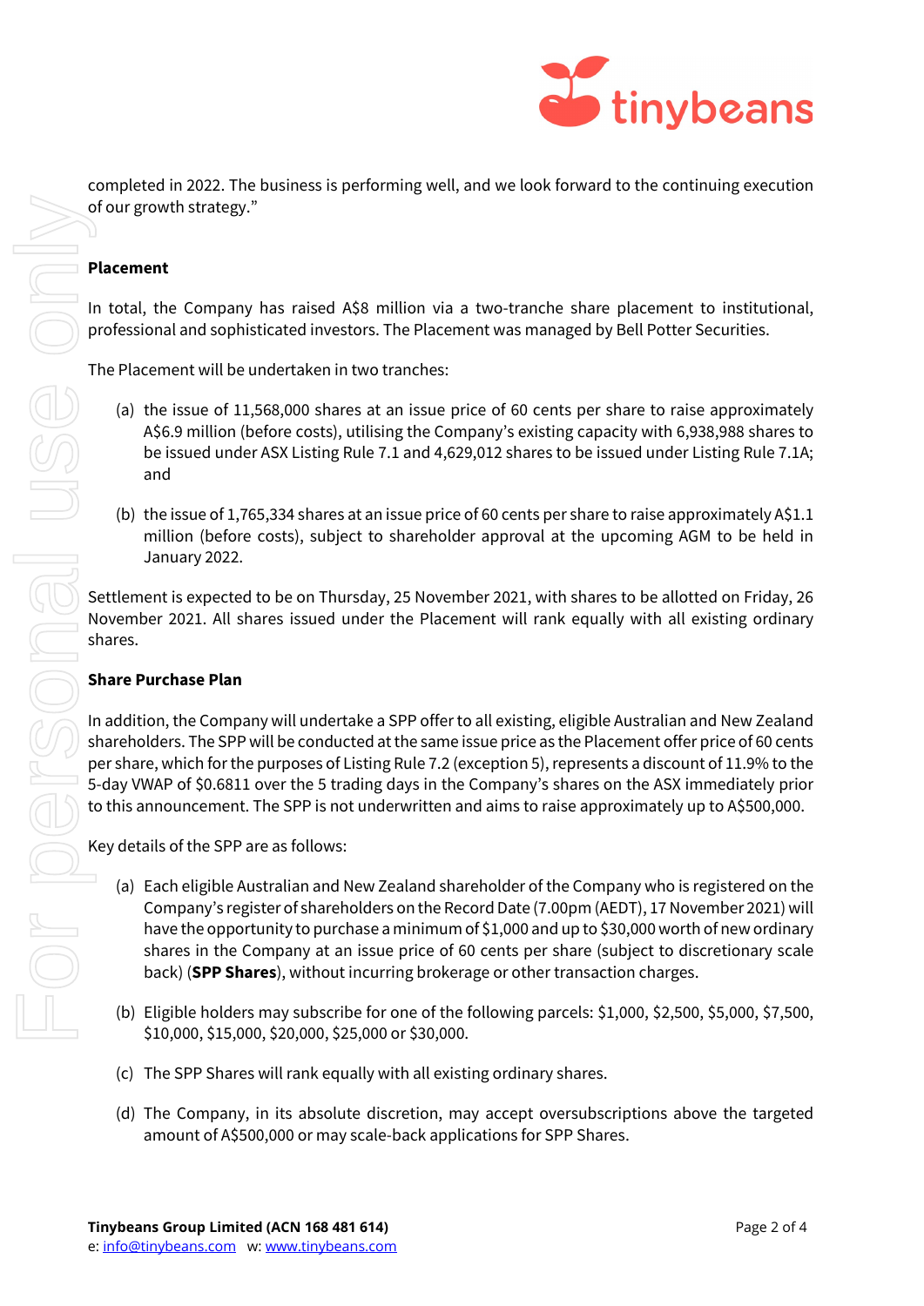completed in 2022. The business is performing well, and we look forward to the continuing execution of our growth strategy."

**Placement**

In total, the Company has raised A$8 million via a two-tranche share placement to institutional, professional and sophisticated investors. The Placement was managed by Bell Potter Securities.

The Placement will be undertaken in two tranches:

(a) the issue of 11,568,000 shares at an issue price of 60 cents per share to raise approximately A$6.9 million (before costs), utilising the Company's existing capacity with 6,938,988 shares to be issued under ASX Listing Rule 7.1 and 4,629,012 shares to be issued under Listing Rule 7.1A; and

(b) the issue of 1,765,334 shares at an issue price of 60 cents per share to raise approximately A$1.1 million (before costs), subject to shareholder approval at the upcoming AGM to be held in January 2022.

Settlement is expected to be on Thursday, 25 November 2021, with shares to be allotted on Friday, 26 November 2021. All shares issued under the Placement will rank equally with all existing ordinary shares.

**Share Purchase Plan**

In addition, the Company will undertake a SPP offer to all existing, eligible Australian and New Zealand shareholders. The SPP will be conducted at the same issue price as the Placement offer price of 60 cents per share, which for the purposes of Listing Rule 7.2 (exception 5), represents a discount of 11.9% to the 5-day VWAP of $0.6811 over the 5 trading days in the Company's shares on the ASX immediately prior to this announcement. The SPP is not underwritten and aims to raise approximately up to A$500,000.

Key details of the SPP are as follows:

(a) Each eligible Australian and New Zealand shareholder of the Company who is registered on the Company's register of shareholders on the Record Date (7.00pm (AEDT), 17 November 2021) will have the opportunity to purchase a minimum of $1,000 and up to $30,000 worth of new ordinary shares in the Company at an issue price of 60 cents per share (subject to discretionary scale back) (**SPP Shares**), without incurring brokerage or other transaction charges.

(b) Eligible holders may subscribe for one of the following parcels: $1,000, $2,500, $5,000, $7,500, $10,000, $15,000, $20,000, $25,000 or $30,000.

(c) The SPP Shares will rank equally with all existing ordinary shares.

(d) The Company, in its absolute discretion, may accept oversubscriptions above the targeted amount of A$500,000 or may scale-back applications for SPP Shares.

**Tinybeans Group Limited (ACN 168 481 614)**
e: info@tinybeans.com w: www.tinybeans.com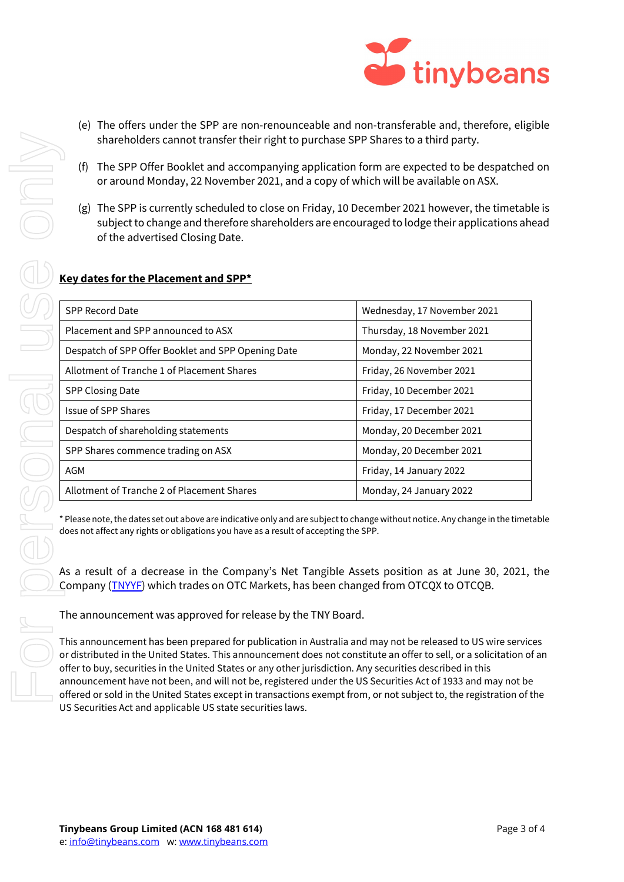(e) The offers under the SPP are non-renounceable and non-transferable and, therefore, eligible shareholders cannot transfer their right to purchase SPP Shares to a third party.

(f) The SPP Offer Booklet and accompanying application form are expected to be despatched on or around Monday, 22 November 2021, and a copy of which will be available on ASX.

(g) The SPP is currently scheduled to close on Friday, 10 December 2021 however, the timetable is subject to change and therefore shareholders are encouraged to lodge their applications ahead of the advertised Closing Date.

**Key dates for the Placement and SPP***

| Event | Date |
|---|---|
| SPP Record Date | Wednesday, 17 November 2021 |
| Placement and SPP announced to ASX | Thursday, 18 November 2021 |
| Despatch of SPP Offer Booklet and SPP Opening Date | Monday, 22 November 2021 |
| Allotment of Tranche 1 of Placement Shares | Friday, 26 November 2021 |
| SPP Closing Date | Friday, 10 December 2021 |
| Issue of SPP Shares | Friday, 17 December 2021 |
| Despatch of shareholding statements | Monday, 20 December 2021 |
| SPP Shares commence trading on ASX | Monday, 20 December 2021 |
| AGM | Friday, 14 January 2022 |
| Allotment of Tranche 2 of Placement Shares | Monday, 24 January 2022 |

* Please note, the dates set out above are indicative only and are subject to change without notice. Any change in the timetable does not affect any rights or obligations you have as a result of accepting the SPP.

As a result of a decrease in the Company's Net Tangible Assets position as at June 30, 2021, the Company (TNYYF) which trades on OTC Markets, has been changed from OTCQX to OTCQB.

The announcement was approved for release by the TNY Board.

This announcement has been prepared for publication in Australia and may not be released to US wire services or distributed in the United States. This announcement does not constitute an offer to sell, or a solicitation of an offer to buy, securities in the United States or any other jurisdiction. Any securities described in this announcement have not been, and will not be, registered under the US Securities Act of 1933 and may not be offered or sold in the United States except in transactions exempt from, or not subject to, the registration of the US Securities Act and applicable US state securities laws.

**Tinybeans Group Limited (ACN 168 481 614)**
e: info@tinybeans.com w: www.tinybeans.com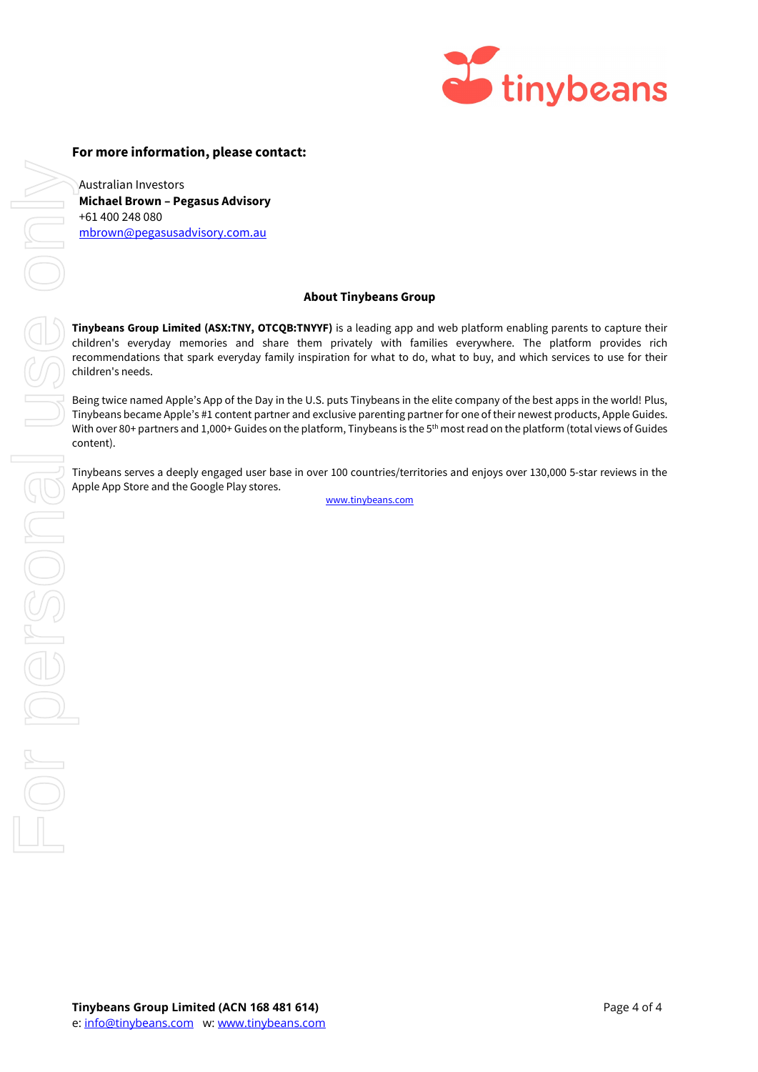**For more information, please contact:**

Australian Investors
**Michael Brown – Pegasus Advisory**
+61 400 248 080
mbrown@pegasusadvisory.com.au

**About Tinybeans Group**

**Tinybeans Group Limited (ASX:TNY, OTCQB:TNYYF)** is a leading app and web platform enabling parents to capture their children's everyday memories and share them privately with families everywhere. The platform provides rich recommendations that spark everyday family inspiration for what to do, what to buy, and which services to use for their children's needs.

Being twice named Apple's App of the Day in the U.S. puts Tinybeans in the elite company of the best apps in the world! Plus, Tinybeans became Apple's #1 content partner and exclusive parenting partner for one of their newest products, Apple Guides. With over 80+ partners and 1,000+ Guides on the platform, Tinybeans is the 5th most read on the platform (total views of Guides content).

Tinybeans serves a deeply engaged user base in over 100 countries/territories and enjoys over 130,000 5-star reviews in the Apple App Store and the Google Play stores.

www.tinybeans.com

**Tinybeans Group Limited (ACN 168 481 614)**
e: info@tinybeans.com   w: www.tinybeans.com